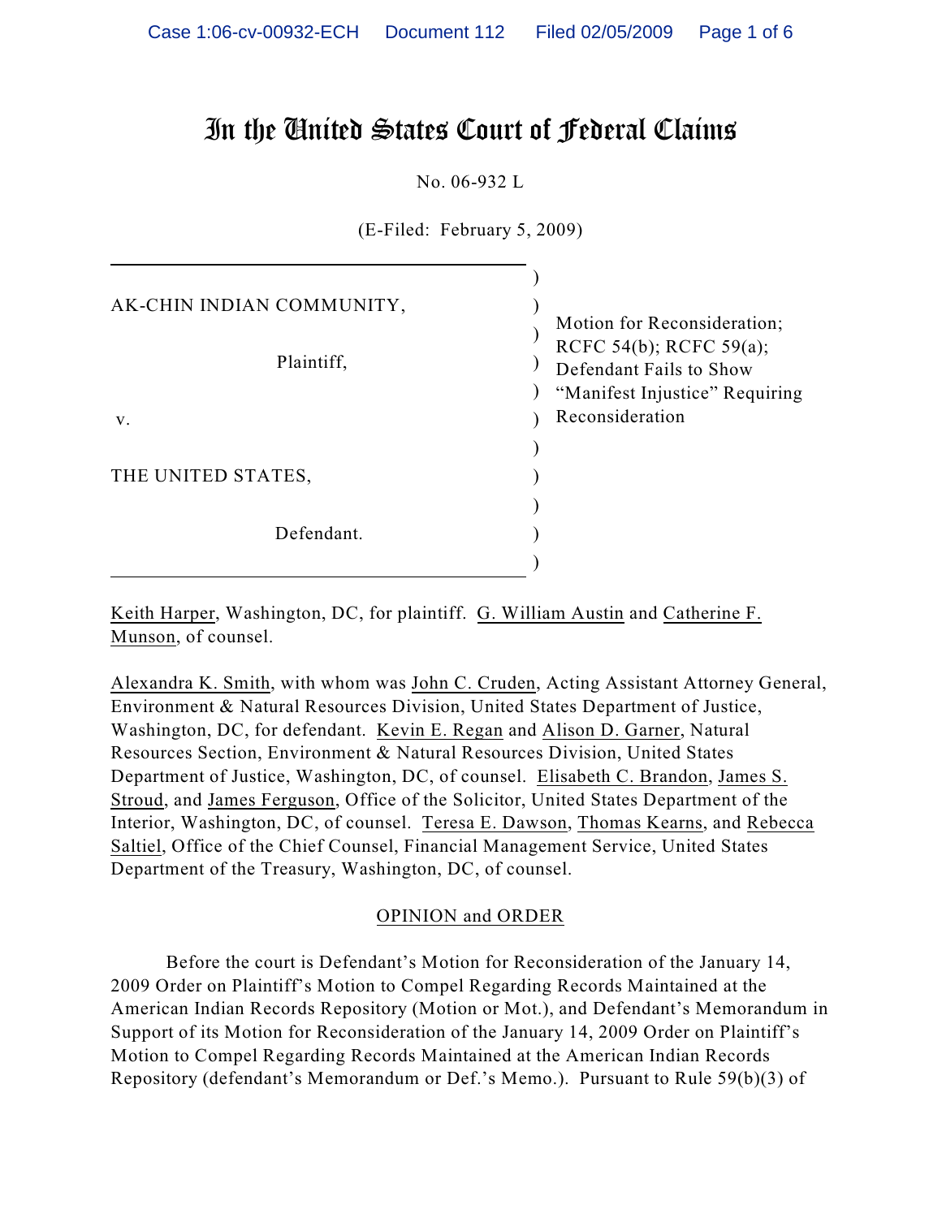# In the United States Court of Federal Claims

No. 06-932 L

(E-Filed: February 5, 2009)

| | |
|---|---|
| AK-CHIN INDIAN COMMUNITY, Plaintiff, v. THE UNITED STATES, Defendant. | Motion for Reconsideration; RCFC 54(b); RCFC 59(a); Defendant Fails to Show "Manifest Injustice" Requiring Reconsideration |

Keith Harper, Washington, DC, for plaintiff. G. William Austin and Catherine F. Munson, of counsel.

Alexandra K. Smith, with whom was John C. Cruden, Acting Assistant Attorney General, Environment & Natural Resources Division, United States Department of Justice, Washington, DC, for defendant. Kevin E. Regan and Alison D. Garner, Natural Resources Section, Environment & Natural Resources Division, United States Department of Justice, Washington, DC, of counsel. Elisabeth C. Brandon, James S. Stroud, and James Ferguson, Office of the Solicitor, United States Department of the Interior, Washington, DC, of counsel. Teresa E. Dawson, Thomas Kearns, and Rebecca Saltiel, Office of the Chief Counsel, Financial Management Service, United States Department of the Treasury, Washington, DC, of counsel.

## OPINION and ORDER

Before the court is Defendant's Motion for Reconsideration of the January 14, 2009 Order on Plaintiff's Motion to Compel Regarding Records Maintained at the American Indian Records Repository (Motion or Mot.), and Defendant's Memorandum in Support of its Motion for Reconsideration of the January 14, 2009 Order on Plaintiff's Motion to Compel Regarding Records Maintained at the American Indian Records Repository (defendant's Memorandum or Def.'s Memo.). Pursuant to Rule 59(b)(3) of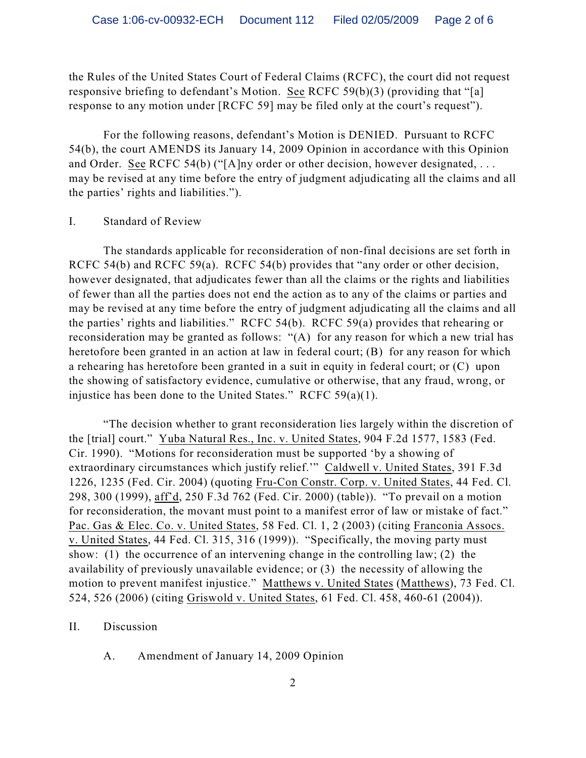the Rules of the United States Court of Federal Claims (RCFC), the court did not request responsive briefing to defendant's Motion. See RCFC 59(b)(3) (providing that "[a] response to any motion under [RCFC 59] may be filed only at the court's request").

For the following reasons, defendant's Motion is DENIED. Pursuant to RCFC 54(b), the court AMENDS its January 14, 2009 Opinion in accordance with this Opinion and Order. See RCFC 54(b) ("[A]ny order or other decision, however designated, . . . may be revised at any time before the entry of judgment adjudicating all the claims and all the parties' rights and liabilities.").

## I. Standard of Review

The standards applicable for reconsideration of non-final decisions are set forth in RCFC 54(b) and RCFC 59(a). RCFC 54(b) provides that "any order or other decision, however designated, that adjudicates fewer than all the claims or the rights and liabilities of fewer than all the parties does not end the action as to any of the claims or parties and may be revised at any time before the entry of judgment adjudicating all the claims and all the parties' rights and liabilities." RCFC 54(b). RCFC 59(a) provides that rehearing or reconsideration may be granted as follows: "(A) for any reason for which a new trial has heretofore been granted in an action at law in federal court; (B) for any reason for which a rehearing has heretofore been granted in a suit in equity in federal court; or (C) upon the showing of satisfactory evidence, cumulative or otherwise, that any fraud, wrong, or injustice has been done to the United States." RCFC 59(a)(1).

"The decision whether to grant reconsideration lies largely within the discretion of the [trial] court." Yuba Natural Res., Inc. v. United States, 904 F.2d 1577, 1583 (Fed. Cir. 1990). "Motions for reconsideration must be supported 'by a showing of extraordinary circumstances which justify relief.'" Caldwell v. United States, 391 F.3d 1226, 1235 (Fed. Cir. 2004) (quoting Fru-Con Constr. Corp. v. United States, 44 Fed. Cl. 298, 300 (1999), aff'd, 250 F.3d 762 (Fed. Cir. 2000) (table)). "To prevail on a motion for reconsideration, the movant must point to a manifest error of law or mistake of fact." Pac. Gas & Elec. Co. v. United States, 58 Fed. Cl. 1, 2 (2003) (citing Franconia Assocs. v. United States, 44 Fed. Cl. 315, 316 (1999)). "Specifically, the moving party must show: (1) the occurrence of an intervening change in the controlling law; (2) the availability of previously unavailable evidence; or (3) the necessity of allowing the motion to prevent manifest injustice." Matthews v. United States (Matthews), 73 Fed. Cl. 524, 526 (2006) (citing Griswold v. United States, 61 Fed. Cl. 458, 460-61 (2004)).

## II. Discussion

### A. Amendment of January 14, 2009 Opinion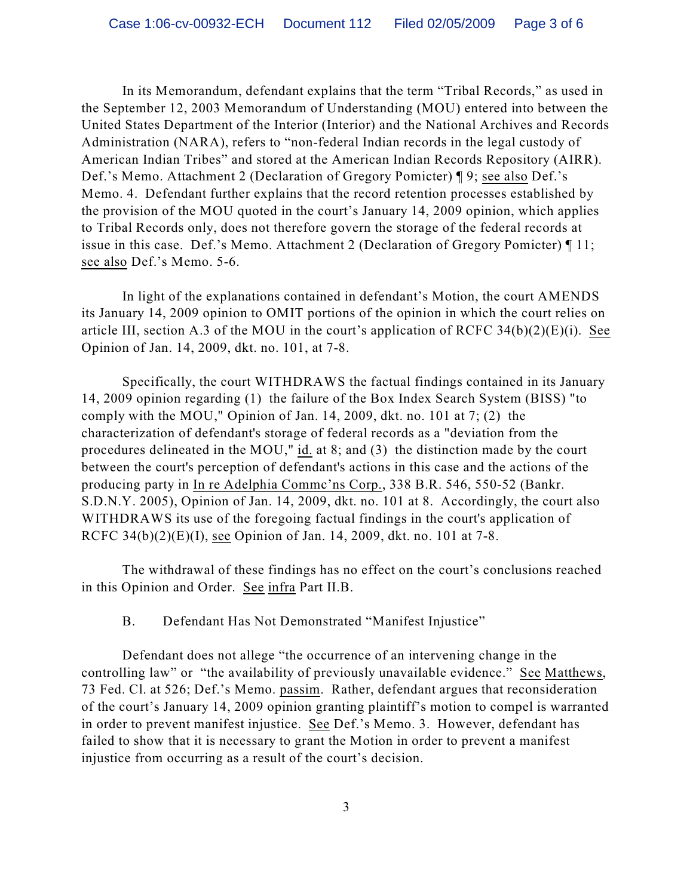In its Memorandum, defendant explains that the term "Tribal Records," as used in the September 12, 2003 Memorandum of Understanding (MOU) entered into between the United States Department of the Interior (Interior) and the National Archives and Records Administration (NARA), refers to "non-federal Indian records in the legal custody of American Indian Tribes" and stored at the American Indian Records Repository (AIRR). Def.'s Memo. Attachment 2 (Declaration of Gregory Pomicter) ¶ 9; see also Def.'s Memo. 4. Defendant further explains that the record retention processes established by the provision of the MOU quoted in the court's January 14, 2009 opinion, which applies to Tribal Records only, does not therefore govern the storage of the federal records at issue in this case. Def.'s Memo. Attachment 2 (Declaration of Gregory Pomicter) ¶ 11; see also Def.'s Memo. 5-6.

In light of the explanations contained in defendant's Motion, the court AMENDS its January 14, 2009 opinion to OMIT portions of the opinion in which the court relies on article III, section A.3 of the MOU in the court's application of RCFC 34(b)(2)(E)(i). See Opinion of Jan. 14, 2009, dkt. no. 101, at 7-8.

Specifically, the court WITHDRAWS the factual findings contained in its January 14, 2009 opinion regarding (1) the failure of the Box Index Search System (BISS) "to comply with the MOU," Opinion of Jan. 14, 2009, dkt. no. 101 at 7; (2) the characterization of defendant's storage of federal records as a "deviation from the procedures delineated in the MOU," id. at 8; and (3) the distinction made by the court between the court's perception of defendant's actions in this case and the actions of the producing party in In re Adelphia Commc'ns Corp., 338 B.R. 546, 550-52 (Bankr. S.D.N.Y. 2005), Opinion of Jan. 14, 2009, dkt. no. 101 at 8. Accordingly, the court also WITHDRAWS its use of the foregoing factual findings in the court's application of RCFC 34(b)(2)(E)(I), see Opinion of Jan. 14, 2009, dkt. no. 101 at 7-8.

The withdrawal of these findings has no effect on the court's conclusions reached in this Opinion and Order. See infra Part II.B.

### B. Defendant Has Not Demonstrated "Manifest Injustice"

Defendant does not allege "the occurrence of an intervening change in the controlling law" or "the availability of previously unavailable evidence." See Matthews, 73 Fed. Cl. at 526; Def.'s Memo. passim. Rather, defendant argues that reconsideration of the court's January 14, 2009 opinion granting plaintiff's motion to compel is warranted in order to prevent manifest injustice. See Def.'s Memo. 3. However, defendant has failed to show that it is necessary to grant the Motion in order to prevent a manifest injustice from occurring as a result of the court's decision.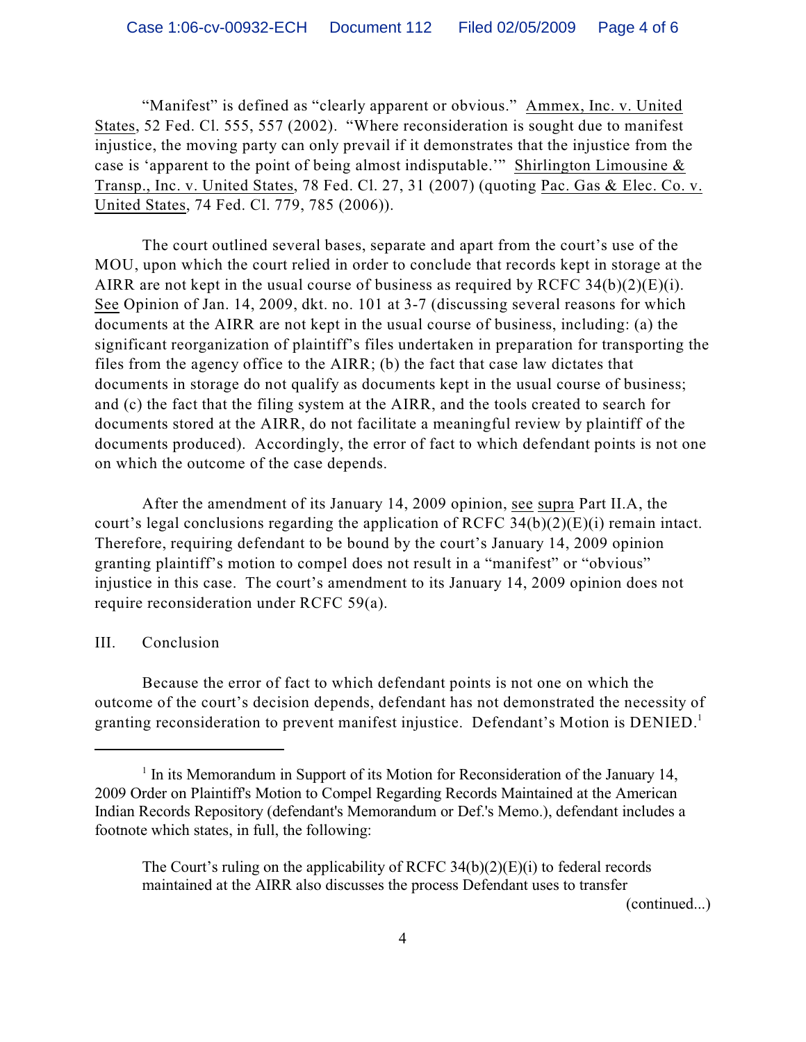"Manifest" is defined as "clearly apparent or obvious." Ammex, Inc. v. United States, 52 Fed. Cl. 555, 557 (2002). "Where reconsideration is sought due to manifest injustice, the moving party can only prevail if it demonstrates that the injustice from the case is 'apparent to the point of being almost indisputable.'" Shirlington Limousine & Transp., Inc. v. United States, 78 Fed. Cl. 27, 31 (2007) (quoting Pac. Gas & Elec. Co. v. United States, 74 Fed. Cl. 779, 785 (2006)).

The court outlined several bases, separate and apart from the court's use of the MOU, upon which the court relied in order to conclude that records kept in storage at the AIRR are not kept in the usual course of business as required by RCFC 34(b)(2)(E)(i). See Opinion of Jan. 14, 2009, dkt. no. 101 at 3-7 (discussing several reasons for which documents at the AIRR are not kept in the usual course of business, including: (a) the significant reorganization of plaintiff's files undertaken in preparation for transporting the files from the agency office to the AIRR; (b) the fact that case law dictates that documents in storage do not qualify as documents kept in the usual course of business; and (c) the fact that the filing system at the AIRR, and the tools created to search for documents stored at the AIRR, do not facilitate a meaningful review by plaintiff of the documents produced). Accordingly, the error of fact to which defendant points is not one on which the outcome of the case depends.

After the amendment of its January 14, 2009 opinion, see supra Part II.A, the court's legal conclusions regarding the application of RCFC 34(b)(2)(E)(i) remain intact. Therefore, requiring defendant to be bound by the court's January 14, 2009 opinion granting plaintiff's motion to compel does not result in a "manifest" or "obvious" injustice in this case. The court's amendment to its January 14, 2009 opinion does not require reconsideration under RCFC 59(a).

## III. Conclusion

Because the error of fact to which defendant points is not one on which the outcome of the court's decision depends, defendant has not demonstrated the necessity of granting reconsideration to prevent manifest injustice. Defendant's Motion is DENIED.[1]

---

[1] In its Memorandum in Support of its Motion for Reconsideration of the January 14, 2009 Order on Plaintiff's Motion to Compel Regarding Records Maintained at the American Indian Records Repository (defendant's Memorandum or Def.'s Memo.), defendant includes a footnote which states, in full, the following:

> The Court's ruling on the applicability of RCFC 34(b)(2)(E)(i) to federal records maintained at the AIRR also discusses the process Defendant uses to transfer

(continued...)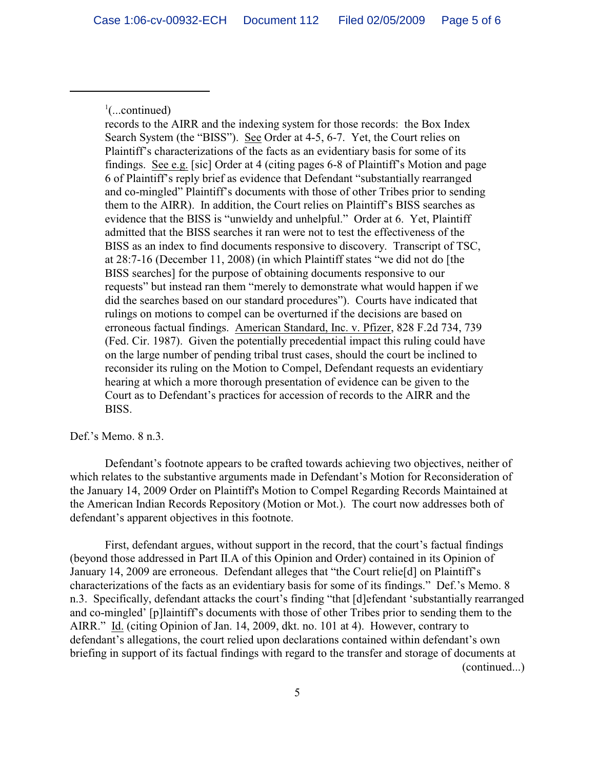[1](...continued)

records to the AIRR and the indexing system for those records: the Box Index Search System (the "BISS"). See Order at 4-5, 6-7. Yet, the Court relies on Plaintiff's characterizations of the facts as an evidentiary basis for some of its findings. See e.g. [sic] Order at 4 (citing pages 6-8 of Plaintiff's Motion and page 6 of Plaintiff's reply brief as evidence that Defendant "substantially rearranged and co-mingled" Plaintiff's documents with those of other Tribes prior to sending them to the AIRR). In addition, the Court relies on Plaintiff's BISS searches as evidence that the BISS is "unwieldy and unhelpful." Order at 6. Yet, Plaintiff admitted that the BISS searches it ran were not to test the effectiveness of the BISS as an index to find documents responsive to discovery. Transcript of TSC, at 28:7-16 (December 11, 2008) (in which Plaintiff states "we did not do [the BISS searches] for the purpose of obtaining documents responsive to our requests" but instead ran them "merely to demonstrate what would happen if we did the searches based on our standard procedures"). Courts have indicated that rulings on motions to compel can be overturned if the decisions are based on erroneous factual findings. American Standard, Inc. v. Pfizer, 828 F.2d 734, 739 (Fed. Cir. 1987). Given the potentially precedential impact this ruling could have on the large number of pending tribal trust cases, should the court be inclined to reconsider its ruling on the Motion to Compel, Defendant requests an evidentiary hearing at which a more thorough presentation of evidence can be given to the Court as to Defendant's practices for accession of records to the AIRR and the BISS.

Def.'s Memo. 8 n.3.

Defendant's footnote appears to be crafted towards achieving two objectives, neither of which relates to the substantive arguments made in Defendant's Motion for Reconsideration of the January 14, 2009 Order on Plaintiff's Motion to Compel Regarding Records Maintained at the American Indian Records Repository (Motion or Mot.). The court now addresses both of defendant's apparent objectives in this footnote.

First, defendant argues, without support in the record, that the court's factual findings (beyond those addressed in Part II.A of this Opinion and Order) contained in its Opinion of January 14, 2009 are erroneous. Defendant alleges that "the Court relie[d] on Plaintiff's characterizations of the facts as an evidentiary basis for some of its findings." Def.'s Memo. 8 n.3. Specifically, defendant attacks the court's finding "that [d]efendant 'substantially rearranged and co-mingled' [p]laintiff's documents with those of other Tribes prior to sending them to the AIRR." Id. (citing Opinion of Jan. 14, 2009, dkt. no. 101 at 4). However, contrary to defendant's allegations, the court relied upon declarations contained within defendant's own briefing in support of its factual findings with regard to the transfer and storage of documents at

(continued...)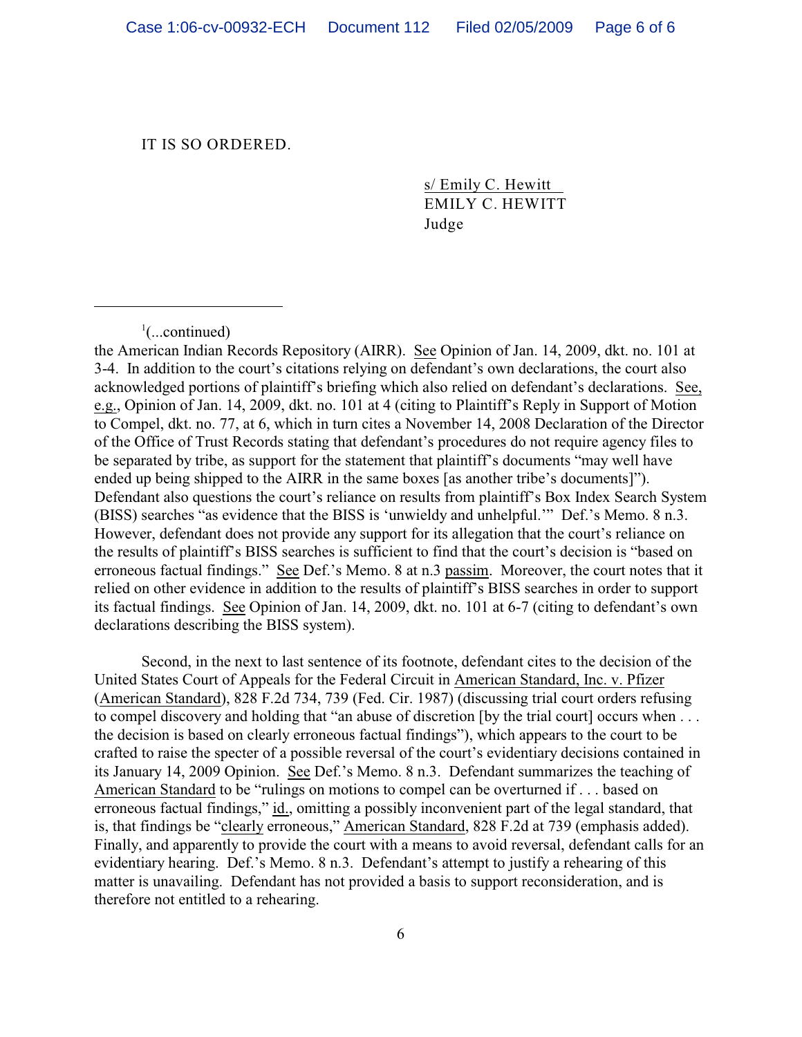IT IS SO ORDERED.

s/ Emily C. Hewitt
EMILY C. HEWITT
Judge

---

[1](...continued)
the American Indian Records Repository (AIRR). See Opinion of Jan. 14, 2009, dkt. no. 101 at 3-4. In addition to the court's citations relying on defendant's own declarations, the court also acknowledged portions of plaintiff's briefing which also relied on defendant's declarations. See, e.g., Opinion of Jan. 14, 2009, dkt. no. 101 at 4 (citing to Plaintiff's Reply in Support of Motion to Compel, dkt. no. 77, at 6, which in turn cites a November 14, 2008 Declaration of the Director of the Office of Trust Records stating that defendant's procedures do not require agency files to be separated by tribe, as support for the statement that plaintiff's documents "may well have ended up being shipped to the AIRR in the same boxes [as another tribe's documents]"). Defendant also questions the court's reliance on results from plaintiff's Box Index Search System (BISS) searches "as evidence that the BISS is 'unwieldy and unhelpful.'" Def.'s Memo. 8 n.3. However, defendant does not provide any support for its allegation that the court's reliance on the results of plaintiff's BISS searches is sufficient to find that the court's decision is "based on erroneous factual findings." See Def.'s Memo. 8 at n.3 passim. Moreover, the court notes that it relied on other evidence in addition to the results of plaintiff's BISS searches in order to support its factual findings. See Opinion of Jan. 14, 2009, dkt. no. 101 at 6-7 (citing to defendant's own declarations describing the BISS system).

Second, in the next to last sentence of its footnote, defendant cites to the decision of the United States Court of Appeals for the Federal Circuit in American Standard, Inc. v. Pfizer (American Standard), 828 F.2d 734, 739 (Fed. Cir. 1987) (discussing trial court orders refusing to compel discovery and holding that "an abuse of discretion [by the trial court] occurs when . . . the decision is based on clearly erroneous factual findings"), which appears to the court to be crafted to raise the specter of a possible reversal of the court's evidentiary decisions contained in its January 14, 2009 Opinion. See Def.'s Memo. 8 n.3. Defendant summarizes the teaching of American Standard to be "rulings on motions to compel can be overturned if . . . based on erroneous factual findings," id., omitting a possibly inconvenient part of the legal standard, that is, that findings be "clearly erroneous," American Standard, 828 F.2d at 739 (emphasis added). Finally, and apparently to provide the court with a means to avoid reversal, defendant calls for an evidentiary hearing. Def.'s Memo. 8 n.3. Defendant's attempt to justify a rehearing of this matter is unavailing. Defendant has not provided a basis to support reconsideration, and is therefore not entitled to a rehearing.